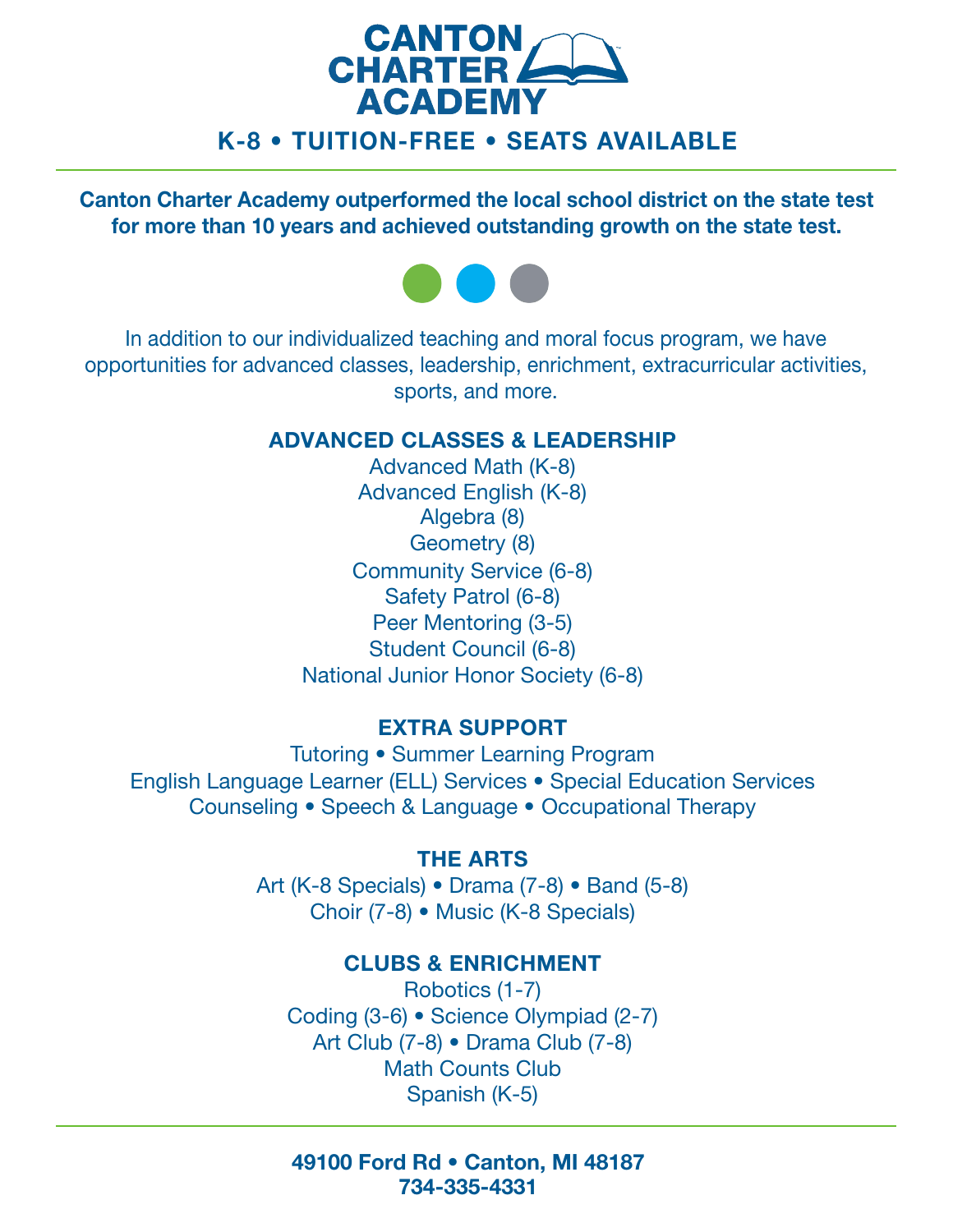# CANTON CHARTER ACADEMY

**K-8 • TUITION-FREE • SEATS AVAILABLE**

---

**Canton Charter Academy outperformed the local school district on the state test for more than 10 years and achieved outstanding growth on the state test.**

In addition to our individualized teaching and moral focus program, we have opportunities for advanced classes, leadership, enrichment, extracurricular activities, sports, and more.

## ADVANCED CLASSES & LEADERSHIP

Advanced Math (K-8)
Advanced English (K-8)
Algebra (8)
Geometry (8)
Community Service (6-8)
Safety Patrol (6-8)
Peer Mentoring (3-5)
Student Council (6-8)
National Junior Honor Society (6-8)

## EXTRA SUPPORT

Tutoring • Summer Learning Program
English Language Learner (ELL) Services • Special Education Services
Counseling • Speech & Language • Occupational Therapy

## THE ARTS

Art (K-8 Specials) • Drama (7-8) • Band (5-8)
Choir (7-8) • Music (K-8 Specials)

## CLUBS & ENRICHMENT

Robotics (1-7)
Coding (3-6) • Science Olympiad (2-7)
Art Club (7-8) • Drama Club (7-8)
Math Counts Club
Spanish (K-5)

---

**49100 Ford Rd • Canton, MI 48187**
**734-335-4331**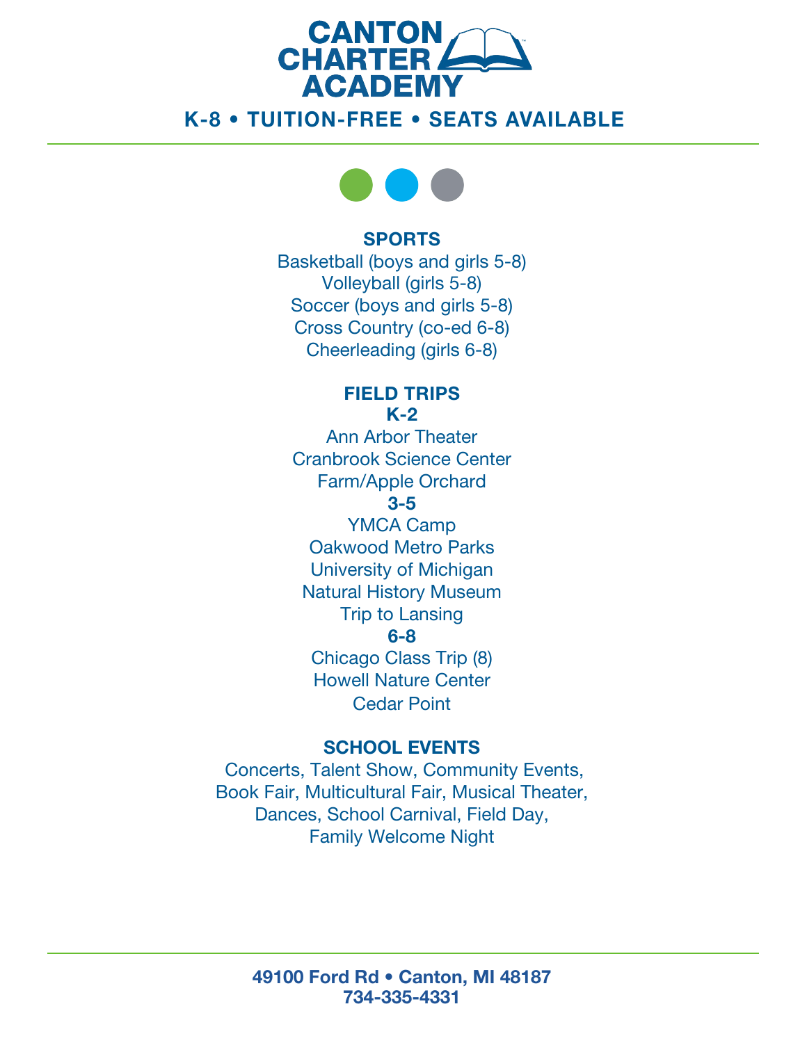# CANTON CHARTER ACADEMY

**K-8 • TUITION-FREE • SEATS AVAILABLE**

## SPORTS

Basketball (boys and girls 5-8)
Volleyball (girls 5-8)
Soccer (boys and girls 5-8)
Cross Country (co-ed 6-8)
Cheerleading (girls 6-8)

## FIELD TRIPS

### K-2

Ann Arbor Theater
Cranbrook Science Center
Farm/Apple Orchard

### 3-5

YMCA Camp
Oakwood Metro Parks
University of Michigan
Natural History Museum
Trip to Lansing

### 6-8

Chicago Class Trip (8)
Howell Nature Center
Cedar Point

## SCHOOL EVENTS

Concerts, Talent Show, Community Events, Book Fair, Multicultural Fair, Musical Theater, Dances, School Carnival, Field Day, Family Welcome Night

**49100 Ford Rd • Canton, MI 48187**
**734-335-4331**